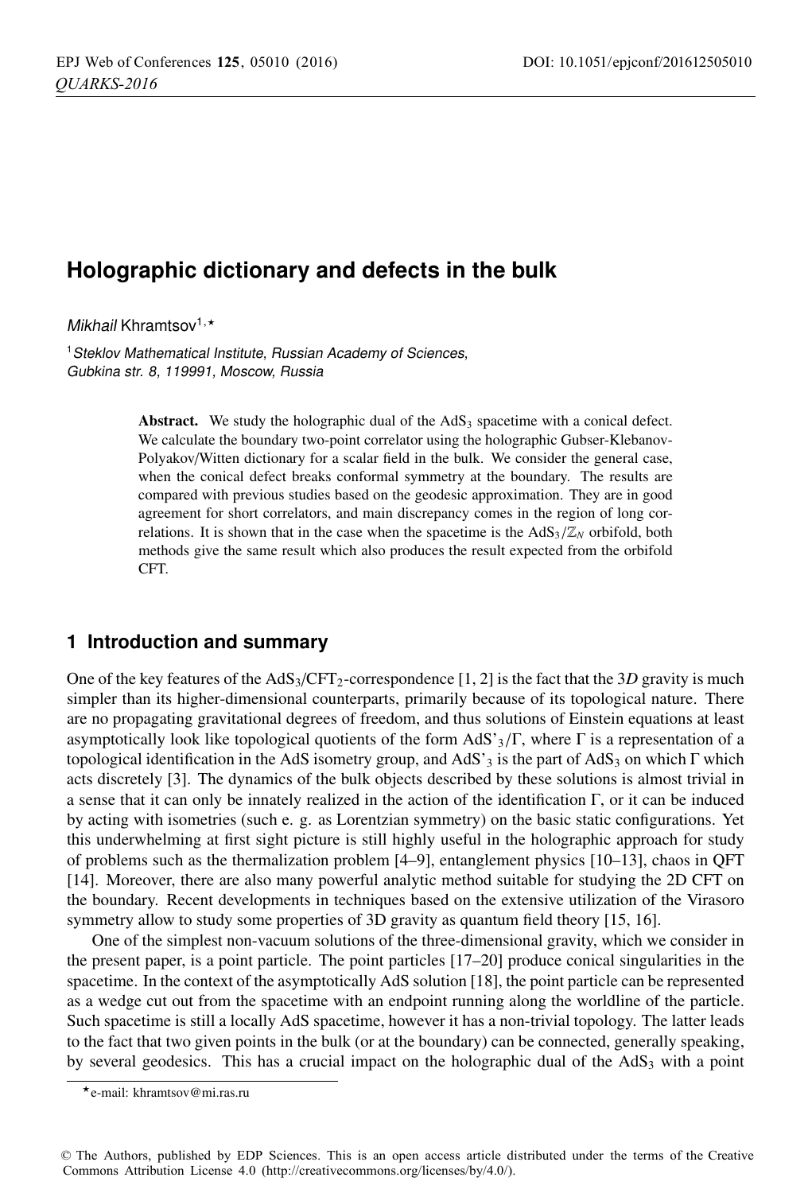# Holographic dictionary and defects in the bulk

*Mikhail* Khramtsov[1,⋆]

[1] *Steklov Mathematical Institute, Russian Academy of Sciences, Gubkina str. 8, 119991, Moscow, Russia*

**Abstract.** We study the holographic dual of the $AdS_3$ spacetime with a conical defect. We calculate the boundary two-point correlator using the holographic Gubser-Klebanov-Polyakov/Witten dictionary for a scalar field in the bulk. We consider the general case, when the conical defect breaks conformal symmetry at the boundary. The results are compared with previous studies based on the geodesic approximation. They are in good agreement for short correlators, and main discrepancy comes in the region of long correlations. It is shown that in the case when the spacetime is the $AdS_3/\mathbb{Z}_N$ orbifold, both methods give the same result which also produces the result expected from the orbifold CFT.

## 1 Introduction and summary

One of the key features of the $AdS_3/CFT_2$-correspondence [1, 2] is the fact that the 3$D$ gravity is much simpler than its higher-dimensional counterparts, primarily because of its topological nature. There are no propagating gravitational degrees of freedom, and thus solutions of Einstein equations at least asymptotically look like topological quotients of the form $AdS'_3/\Gamma$, where $\Gamma$ is a representation of a topological identification in the AdS isometry group, and $AdS'_3$ is the part of $AdS_3$ on which $\Gamma$ which acts discretely [3]. The dynamics of the bulk objects described by these solutions is almost trivial in a sense that it can only be innately realized in the action of the identification $\Gamma$, or it can be induced by acting with isometries (such e. g. as Lorentzian symmetry) on the basic static configurations. Yet this underwhelming at first sight picture is still highly useful in the holographic approach for study of problems such as the thermalization problem [4–9], entanglement physics [10–13], chaos in QFT [14]. Moreover, there are also many powerful analytic method suitable for studying the 2D CFT on the boundary. Recent developments in techniques based on the extensive utilization of the Virasoro symmetry allow to study some properties of 3D gravity as quantum field theory [15, 16].

One of the simplest non-vacuum solutions of the three-dimensional gravity, which we consider in the present paper, is a point particle. The point particles [17–20] produce conical singularities in the spacetime. In the context of the asymptotically AdS solution [18], the point particle can be represented as a wedge cut out from the spacetime with an endpoint running along the worldline of the particle. Such spacetime is still a locally AdS spacetime, however it has a non-trivial topology. The latter leads to the fact that two given points in the bulk (or at the boundary) can be connected, generally speaking, by several geodesics. This has a crucial impact on the holographic dual of the $AdS_3$ with a point

⋆e-mail: khramtsov@mi.ras.ru

© The Authors, published by EDP Sciences. This is an open access article distributed under the terms of the Creative Commons Attribution License 4.0 (http://creativecommons.org/licenses/by/4.0/).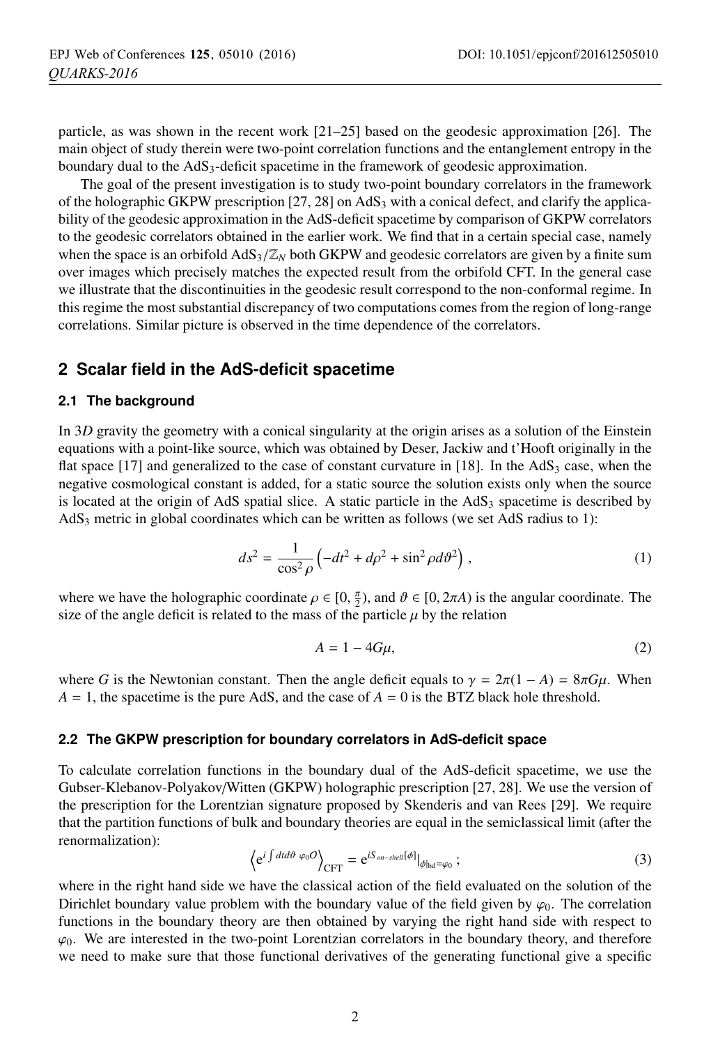particle, as was shown in the recent work [21–25] based on the geodesic approximation [26]. The main object of study therein were two-point correlation functions and the entanglement entropy in the boundary dual to the $AdS_3$-deficit spacetime in the framework of geodesic approximation.

The goal of the present investigation is to study two-point boundary correlators in the framework of the holographic GKPW prescription [27, 28] on $AdS_3$ with a conical defect, and clarify the applicability of the geodesic approximation in the AdS-deficit spacetime by comparison of GKPW correlators to the geodesic correlators obtained in the earlier work. We find that in a certain special case, namely when the space is an orbifold $AdS_3/\mathbb{Z}_N$ both GKPW and geodesic correlators are given by a finite sum over images which precisely matches the expected result from the orbifold CFT. In the general case we illustrate that the discontinuities in the geodesic result correspond to the non-conformal regime. In this regime the most substantial discrepancy of two computations comes from the region of long-range correlations. Similar picture is observed in the time dependence of the correlators.

## 2 Scalar field in the AdS-deficit spacetime

### 2.1 The background

In $3D$ gravity the geometry with a conical singularity at the origin arises as a solution of the Einstein equations with a point-like source, which was obtained by Deser, Jackiw and t'Hooft originally in the flat space [17] and generalized to the case of constant curvature in [18]. In the $AdS_3$ case, when the negative cosmological constant is added, for a static source the solution exists only when the source is located at the origin of AdS spatial slice. A static particle in the $AdS_3$ spacetime is described by $AdS_3$ metric in global coordinates which can be written as follows (we set AdS radius to 1):

$$ds^2 = \frac{1}{\cos^2 \rho}\left(-dt^2 + d\rho^2 + \sin^2 \rho d\vartheta^2\right), \tag{1}$$

where we have the holographic coordinate $\rho \in [0, \frac{\pi}{2})$, and $\vartheta \in [0, 2\pi A)$ is the angular coordinate. The size of the angle deficit is related to the mass of the particle $\mu$ by the relation

$$A = 1 - 4G\mu, \tag{2}$$

where $G$ is the Newtonian constant. Then the angle deficit equals to $\gamma = 2\pi(1 - A) = 8\pi G\mu$. When $A = 1$, the spacetime is the pure AdS, and the case of $A = 0$ is the BTZ black hole threshold.

### 2.2 The GKPW prescription for boundary correlators in AdS-deficit space

To calculate correlation functions in the boundary dual of the AdS-deficit spacetime, we use the Gubser-Klebanov-Polyakov/Witten (GKPW) holographic prescription [27, 28]. We use the version of the prescription for the Lorentzian signature proposed by Skenderis and van Rees [29]. We require that the partition functions of bulk and boundary theories are equal in the semiclassical limit (after the renormalization):

$$\left\langle e^{i\int dt d\vartheta\ \varphi_0 O}\right\rangle_{\text{CFT}} = e^{iS_{on-shell}[\phi]}\big|_{\phi|_{\text{bd}}=\varphi_0}; \tag{3}$$

where in the right hand side we have the classical action of the field evaluated on the solution of the Dirichlet boundary value problem with the boundary value of the field given by $\varphi_0$. The correlation functions in the boundary theory are then obtained by varying the right hand side with respect to $\varphi_0$. We are interested in the two-point Lorentzian correlators in the boundary theory, and therefore we need to make sure that those functional derivatives of the generating functional give a specific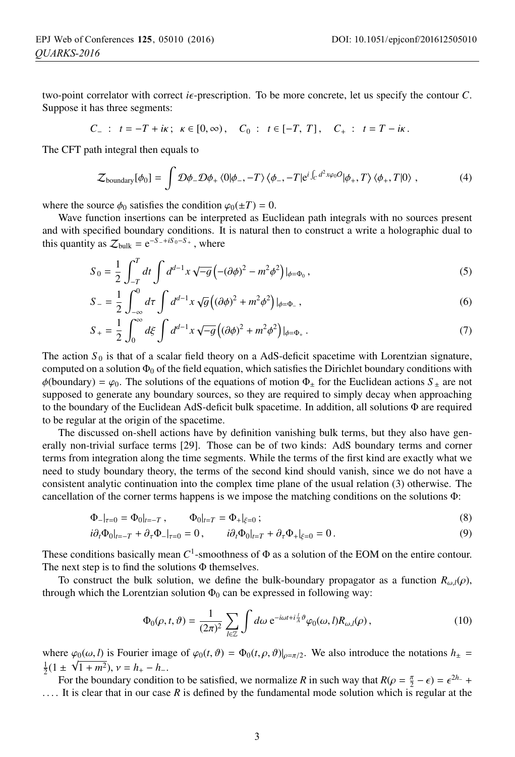two-point correlator with correct $i\epsilon$-prescription. To be more concrete, let us specify the contour $C$. Suppose it has three segments:

$$C_- \ : \ t = -T + i\kappa \, ; \ \kappa \in [0, \infty) \, , \quad C_0 \ : \ t \in [-T, \ T] \, , \quad C_+ \ : \ t = T - i\kappa \, .$$

The CFT path integral then equals to

$$\mathcal{Z}_{\text{boundary}}[\phi_0] = \int \mathcal{D}\phi_- \mathcal{D}\phi_+ \, \langle 0|\phi_-, -T\rangle \, \langle \phi_-, -T| \mathrm{e}^{i\int_C d^2x \varphi_0 O} |\phi_+, T\rangle \, \langle \phi_+, T|0\rangle \, , \tag{4}$$

where the source $\phi_0$ satisfies the condition $\varphi_0(\pm T) = 0$.

Wave function insertions can be interpreted as Euclidean path integrals with no sources present and with specified boundary conditions. It is natural then to construct a write a holographic dual to this quantity as $\mathcal{Z}_{\text{bulk}} = \mathrm{e}^{-S_- + iS_0 - S_+}$, where

$$S_0 = \frac{1}{2} \int_{-T}^{T} dt \int d^{d-1}x \sqrt{-g} \left( -(\partial\phi)^2 - m^2\phi^2 \right)|_{\phi=\Phi_0} \, , \tag{5}$$

$$S_- = \frac{1}{2} \int_{-\infty}^{0} d\tau \int d^{d-1}x \sqrt{g} \left( (\partial\phi)^2 + m^2\phi^2 \right)|_{\phi=\Phi_-} \, , \tag{6}$$

$$S_+ = \frac{1}{2} \int_{0}^{\infty} d\xi \int d^{d-1}x \sqrt{-g} \left( (\partial\phi)^2 + m^2\phi^2 \right)|_{\phi=\Phi_+} \, . \tag{7}$$

The action $S_0$ is that of a scalar field theory on a AdS-deficit spacetime with Lorentzian signature, computed on a solution $\Phi_0$ of the field equation, which satisfies the Dirichlet boundary conditions with $\phi(\text{boundary}) = \varphi_0$. The solutions of the equations of motion $\Phi_\pm$ for the Euclidean actions $S_\pm$ are not supposed to generate any boundary sources, so they are required to simply decay when approaching to the boundary of the Euclidean AdS-deficit bulk spacetime. In addition, all solutions $\Phi$ are required to be regular at the origin of the spacetime.

The discussed on-shell actions have by definition vanishing bulk terms, but they also have generally non-trivial surface terms [29]. Those can be of two kinds: AdS boundary terms and corner terms from integration along the time segments. While the terms of the first kind are exactly what we need to study boundary theory, the terms of the second kind should vanish, since we do not have a consistent analytic continuation into the complex time plane of the usual relation (3) otherwise. The cancellation of the corner terms happens is we impose the matching conditions on the solutions $\Phi$:

$$\Phi_-|_{\tau=0} = \Phi_0|_{t=-T} \, , \qquad \Phi_0|_{t=T} = \Phi_+|_{\xi=0} \, ; \tag{8}$$

$$i\partial_t \Phi_0|_{t=-T} + \partial_\tau \Phi_-|_{\tau=0} = 0 \, , \qquad i\partial_t \Phi_0|_{t=T} + \partial_\tau \Phi_+|_{\xi=0} = 0 \, . \tag{9}$$

These conditions basically mean $C^1$-smoothness of $\Phi$ as a solution of the EOM on the entire contour. The next step is to find the solutions $\Phi$ themselves.

To construct the bulk solution, we define the bulk-boundary propagator as a function $R_{\omega,l}(\rho)$, through which the Lorentzian solution $\Phi_0$ can be expressed in following way:

$$\Phi_0(\rho, t, \vartheta) = \frac{1}{(2\pi)^2} \sum_{l\in\mathbb{Z}} \int d\omega \, \mathrm{e}^{-i\omega t + i\frac{l}{A}\vartheta} \varphi_0(\omega, l) R_{\omega,l}(\rho) \, , \tag{10}$$

where $\varphi_0(\omega, l)$ is Fourier image of $\varphi_0(t, \vartheta) = \Phi_0(t, \rho, \vartheta)|_{\rho=\pi/2}$. We also introduce the notations $h_\pm = \frac{1}{2}(1 \pm \sqrt{1+m^2})$, $\nu = h_+ - h_-$.

For the boundary condition to be satisfied, we normalize $R$ in such way that $R(\rho = \frac{\pi}{2} - \epsilon) = \epsilon^{2h_-} + \ldots$. It is clear that in our case $R$ is defined by the fundamental mode solution which is regular at the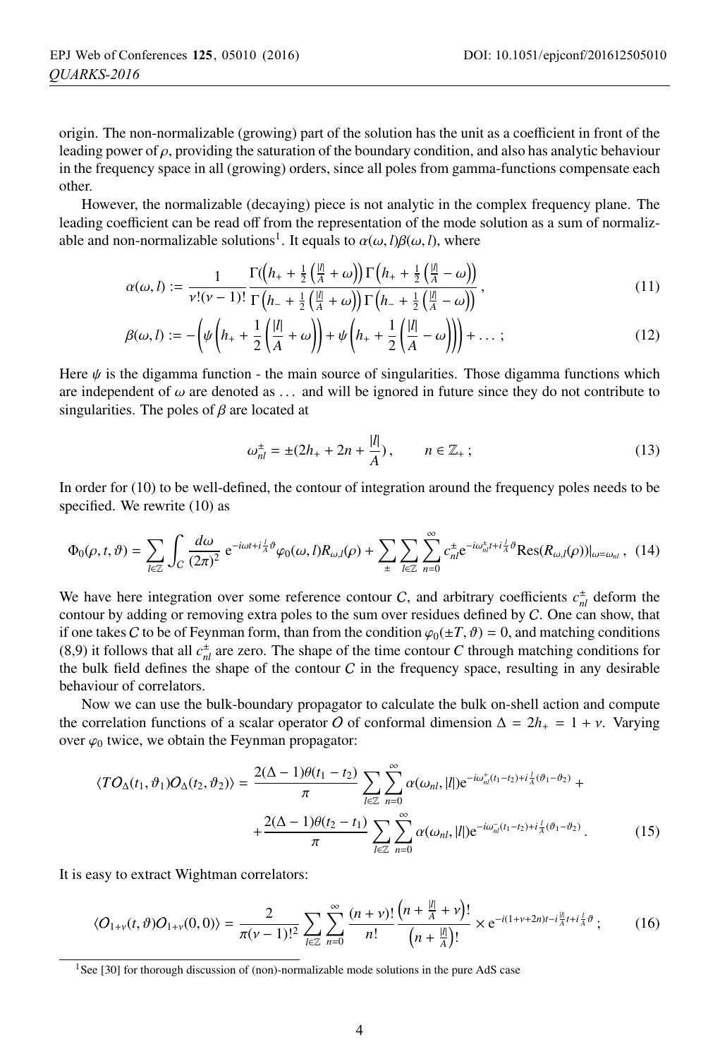origin. The non-normalizable (growing) part of the solution has the unit as a coefficient in front of the leading power of $\rho$, providing the saturation of the boundary condition, and also has analytic behaviour in the frequency space in all (growing) orders, since all poles from gamma-functions compensate each other.

However, the normalizable (decaying) piece is not analytic in the complex frequency plane. The leading coefficient can be read off from the representation of the mode solution as a sum of normalizable and non-normalizable solutions[1]. It equals to $\alpha(\omega, l)\beta(\omega, l)$, where

$$\alpha(\omega, l) := \frac{1}{\nu!(\nu-1)!} \frac{\Gamma\left(h_+ + \frac{1}{2}\left(\frac{|l|}{A} + \omega\right)\right)\Gamma\left(h_+ + \frac{1}{2}\left(\frac{|l|}{A} - \omega\right)\right)}{\Gamma\left(h_- + \frac{1}{2}\left(\frac{|l|}{A} + \omega\right)\right)\Gamma\left(h_- + \frac{1}{2}\left(\frac{|l|}{A} - \omega\right)\right)}, \tag{11}$$

$$\beta(\omega, l) := -\left(\psi\left(h_+ + \frac{1}{2}\left(\frac{|l|}{A} + \omega\right)\right) + \psi\left(h_+ + \frac{1}{2}\left(\frac{|l|}{A} - \omega\right)\right)\right) + \dots ; \tag{12}$$

Here $\psi$ is the digamma function - the main source of singularities. Those digamma functions which are independent of $\omega$ are denoted as ... and will be ignored in future since they do not contribute to singularities. The poles of $\beta$ are located at

$$\omega_{nl}^{\pm} = \pm(2h_+ + 2n + \frac{|l|}{A}), \qquad n \in \mathbb{Z}_+ ; \tag{13}$$

In order for (10) to be well-defined, the contour of integration around the frequency poles needs to be specified. We rewrite (10) as

$$\Phi_0(\rho, t, \vartheta) = \sum_{l\in\mathbb{Z}} \int_C \frac{d\omega}{(2\pi)^2} \, e^{-i\omega t + i\frac{l}{A}\vartheta} \varphi_0(\omega, l) R_{\omega,l}(\rho) + \sum_{\pm} \sum_{l\in\mathbb{Z}} \sum_{n=0}^{\infty} c_{nl}^{\pm} e^{-i\omega_{nl}^{\pm} t + i\frac{l}{A}\vartheta} \mathrm{Res}(R_{\omega,l}(\rho))|_{\omega=\omega_{nl}}, \tag{14}$$

We have here integration over some reference contour $C$, and arbitrary coefficients $c_{nl}^{\pm}$ deform the contour by adding or removing extra poles to the sum over residues defined by $C$. One can show, that if one takes $C$ to be of Feynman form, than from the condition $\varphi_0(\pm T, \vartheta) = 0$, and matching conditions (8,9) it follows that all $c_{nl}^{\pm}$ are zero. The shape of the time contour $C$ through matching conditions for the bulk field defines the shape of the contour $C$ in the frequency space, resulting in any desirable behaviour of correlators.

Now we can use the bulk-boundary propagator to calculate the bulk on-shell action and compute the correlation functions of a scalar operator $O$ of conformal dimension $\Delta = 2h_+ = 1 + \nu$. Varying over $\varphi_0$ twice, we obtain the Feynman propagator:

$$\begin{aligned} \langle T O_\Delta(t_1, \vartheta_1) O_\Delta(t_2, \vartheta_2) \rangle = \; & \frac{2(\Delta-1)\theta(t_1-t_2)}{\pi} \sum_{l\in\mathbb{Z}} \sum_{n=0}^{\infty} \alpha(\omega_{nl}, |l|) e^{-i\omega_{nl}^{+}(t_1-t_2) + i\frac{l}{A}(\vartheta_1-\vartheta_2)} + \\ & + \frac{2(\Delta-1)\theta(t_2-t_1)}{\pi} \sum_{l\in\mathbb{Z}} \sum_{n=0}^{\infty} \alpha(\omega_{nl}, |l|) e^{-i\omega_{nl}^{-}(t_1-t_2) + i\frac{l}{A}(\vartheta_1-\vartheta_2)} . \end{aligned} \tag{15}$$

It is easy to extract Wightman correlators:

$$\langle O_{1+\nu}(t, \vartheta) O_{1+\nu}(0, 0) \rangle = \frac{2}{\pi(\nu-1)!^2} \sum_{l\in\mathbb{Z}} \sum_{n=0}^{\infty} \frac{(n+\nu)!}{n!} \frac{\left(n + \frac{|l|}{A} + \nu\right)!}{\left(n + \frac{|l|}{A}\right)!} \times e^{-i(1+\nu+2n)t - i\frac{|l|}{A}t + i\frac{l}{A}\vartheta} ; \tag{16}$$

---

[1] See [30] for thorough discussion of (non)-normalizable mode solutions in the pure AdS case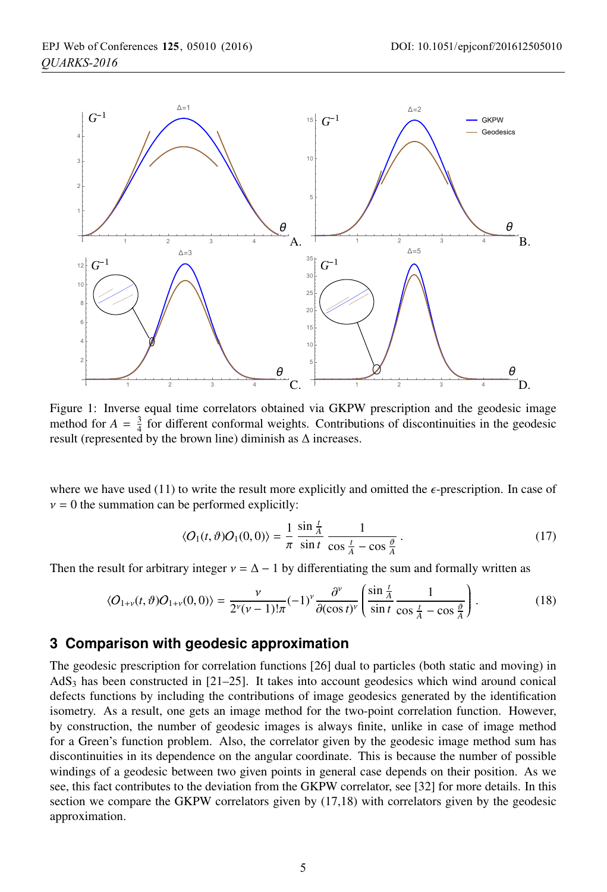Figure 1: Inverse equal time correlators obtained via GKPW prescription and the geodesic image method for $A = \frac{3}{4}$ for different conformal weights. Contributions of discontinuities in the geodesic result (represented by the brown line) diminish as $\Delta$ increases.

where we have used (11) to write the result more explicitly and omitted the $\epsilon$-prescription. In case of $\nu = 0$ the summation can be performed explicitly:

$$\langle O_1(t,\vartheta) O_1(0,0)\rangle = \frac{1}{\pi} \frac{\sin\frac{t}{A}}{\sin t} \frac{1}{\cos\frac{t}{A} - \cos\frac{\vartheta}{A}} . \tag{17}$$

Then the result for arbitrary integer $\nu = \Delta - 1$ by differentiating the sum and formally written as

$$\langle O_{1+\nu}(t,\vartheta) O_{1+\nu}(0,0)\rangle = \frac{\nu}{2^\nu (\nu-1)!\pi} (-1)^\nu \frac{\partial^\nu}{\partial(\cos t)^\nu} \left( \frac{\sin\frac{t}{A}}{\sin t} \frac{1}{\cos\frac{t}{A} - \cos\frac{\vartheta}{A}} \right) . \tag{18}$$

## 3 Comparison with geodesic approximation

The geodesic prescription for correlation functions [26] dual to particles (both static and moving) in $AdS_3$ has been constructed in [21–25]. It takes into account geodesics which wind around conical defects functions by including the contributions of image geodesics generated by the identification isometry. As a result, one gets an image method for the two-point correlation function. However, by construction, the number of geodesic images is always finite, unlike in case of image method for a Green's function problem. Also, the correlator given by the geodesic image method sum has discontinuities in its dependence on the angular coordinate. This is because the number of possible windings of a geodesic between two given points in general case depends on their position. As we see, this fact contributes to the deviation from the GKPW correlator, see [32] for more details. In this section we compare the GKPW correlators given by (17,18) with correlators given by the geodesic approximation.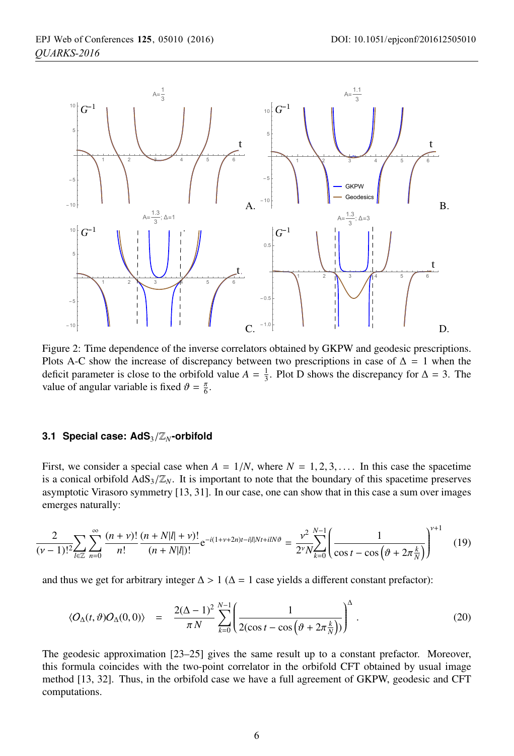Figure 2: Time dependence of the inverse correlators obtained by GKPW and geodesic prescriptions. Plots A-C show the increase of discrepancy between two prescriptions in case of $\Delta = 1$ when the deficit parameter is close to the orbifold value $A = \frac{1}{3}$. Plot D shows the discrepancy for $\Delta = 3$. The value of angular variable is fixed $\vartheta = \frac{\pi}{6}$.

### 3.1 Special case: AdS$_3/\mathbb{Z}_N$-orbifold

First, we consider a special case when $A = 1/N$, where $N = 1, 2, 3, \ldots$. In this case the spacetime is a conical orbifold AdS$_3/\mathbb{Z}_N$. It is important to note that the boundary of this spacetime preserves asymptotic Virasoro symmetry [13, 31]. In our case, one can show that in this case a sum over images emerges naturally:

$$\frac{2}{(\nu-1)!^2}\sum_{l\in\mathbb{Z}}\sum_{n=0}^{\infty}\frac{(n+\nu)!}{n!}\frac{(n+N|l|+\nu)!}{(n+N|l|)!}e^{-i(1+\nu+2n)t-i|l|Nt+ilN\vartheta} = \frac{\nu^2}{2^\nu N}\sum_{k=0}^{N-1}\left(\frac{1}{\cos t - \cos\left(\vartheta + 2\pi\frac{k}{N}\right)}\right)^{\nu+1} \tag{19}$$

and thus we get for arbitrary integer $\Delta > 1$ ($\Delta = 1$ case yields a different constant prefactor):

$$\langle O_\Delta(t,\vartheta)O_\Delta(0,0)\rangle = \frac{2(\Delta-1)^2}{\pi N}\sum_{k=0}^{N-1}\left(\frac{1}{2(\cos t - \cos\left(\vartheta + 2\pi\frac{k}{N}\right))}\right)^\Delta . \tag{20}$$

The geodesic approximation [23–25] gives the same result up to a constant prefactor. Moreover, this formula coincides with the two-point correlator in the orbifold CFT obtained by usual image method [13, 32]. Thus, in the orbifold case we have a full agreement of GKPW, geodesic and CFT computations.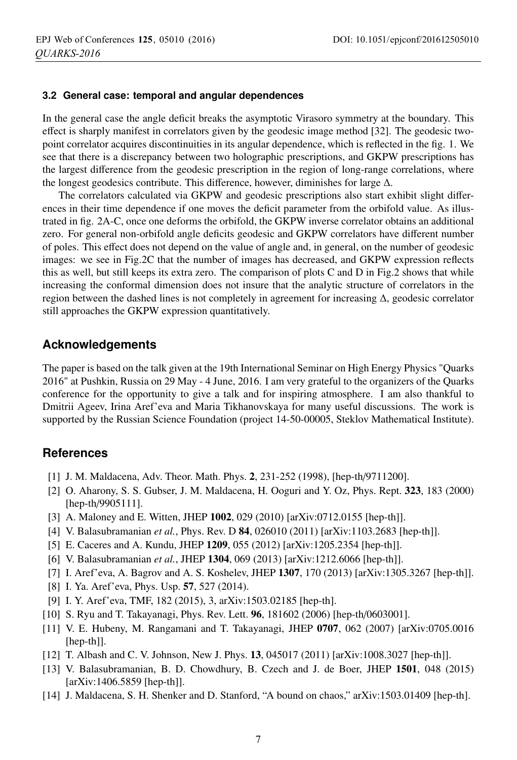### 3.2 General case: temporal and angular dependences

In the general case the angle deficit breaks the asymptotic Virasoro symmetry at the boundary. This effect is sharply manifest in correlators given by the geodesic image method [32]. The geodesic two-point correlator acquires discontinuities in its angular dependence, which is reflected in the fig. 1. We see that there is a discrepancy between two holographic prescriptions, and GKPW prescriptions has the largest difference from the geodesic prescription in the region of long-range correlations, where the longest geodesics contribute. This difference, however, diminishes for large $\Delta$.

The correlators calculated via GKPW and geodesic prescriptions also start exhibit slight differences in their time dependence if one moves the deficit parameter from the orbifold value. As illustrated in fig. 2A-C, once one deforms the orbifold, the GKPW inverse correlator obtains an additional zero. For general non-orbifold angle deficits geodesic and GKPW correlators have different number of poles. This effect does not depend on the value of angle and, in general, on the number of geodesic images: we see in Fig.2C that the number of images has decreased, and GKPW expression reflects this as well, but still keeps its extra zero. The comparison of plots C and D in Fig.2 shows that while increasing the conformal dimension does not insure that the analytic structure of correlators in the region between the dashed lines is not completely in agreement for increasing $\Delta$, geodesic correlator still approaches the GKPW expression quantitatively.

## Acknowledgements

The paper is based on the talk given at the 19th International Seminar on High Energy Physics "Quarks 2016" at Pushkin, Russia on 29 May - 4 June, 2016. I am very grateful to the organizers of the Quarks conference for the opportunity to give a talk and for inspiring atmosphere. I am also thankful to Dmitrii Ageev, Irina Aref'eva and Maria Tikhanovskaya for many useful discussions. The work is supported by the Russian Science Foundation (project 14-50-00005, Steklov Mathematical Institute).

## References

[1] J. M. Maldacena, Adv. Theor. Math. Phys. **2**, 231-252 (1998), [hep-th/9711200].

[2] O. Aharony, S. S. Gubser, J. M. Maldacena, H. Ooguri and Y. Oz, Phys. Rept. **323**, 183 (2000) [hep-th/9905111].

[3] A. Maloney and E. Witten, JHEP **1002**, 029 (2010) [arXiv:0712.0155 [hep-th]].

[4] V. Balasubramanian *et al.*, Phys. Rev. D **84**, 026010 (2011) [arXiv:1103.2683 [hep-th]].

[5] E. Caceres and A. Kundu, JHEP **1209**, 055 (2012) [arXiv:1205.2354 [hep-th]].

[6] V. Balasubramanian *et al.*, JHEP **1304**, 069 (2013) [arXiv:1212.6066 [hep-th]].

[7] I. Aref'eva, A. Bagrov and A. S. Koshelev, JHEP **1307**, 170 (2013) [arXiv:1305.3267 [hep-th]].

[8] I. Ya. Aref'eva, Phys. Usp. **57**, 527 (2014).

[9] I. Y. Aref'eva, TMF, 182 (2015), 3, arXiv:1503.02185 [hep-th].

[10] S. Ryu and T. Takayanagi, Phys. Rev. Lett. **96**, 181602 (2006) [hep-th/0603001].

[11] V. E. Hubeny, M. Rangamani and T. Takayanagi, JHEP **0707**, 062 (2007) [arXiv:0705.0016 [hep-th]].

[12] T. Albash and C. V. Johnson, New J. Phys. **13**, 045017 (2011) [arXiv:1008.3027 [hep-th]].

[13] V. Balasubramanian, B. D. Chowdhury, B. Czech and J. de Boer, JHEP **1501**, 048 (2015) [arXiv:1406.5859 [hep-th]].

[14] J. Maldacena, S. H. Shenker and D. Stanford, "A bound on chaos," arXiv:1503.01409 [hep-th].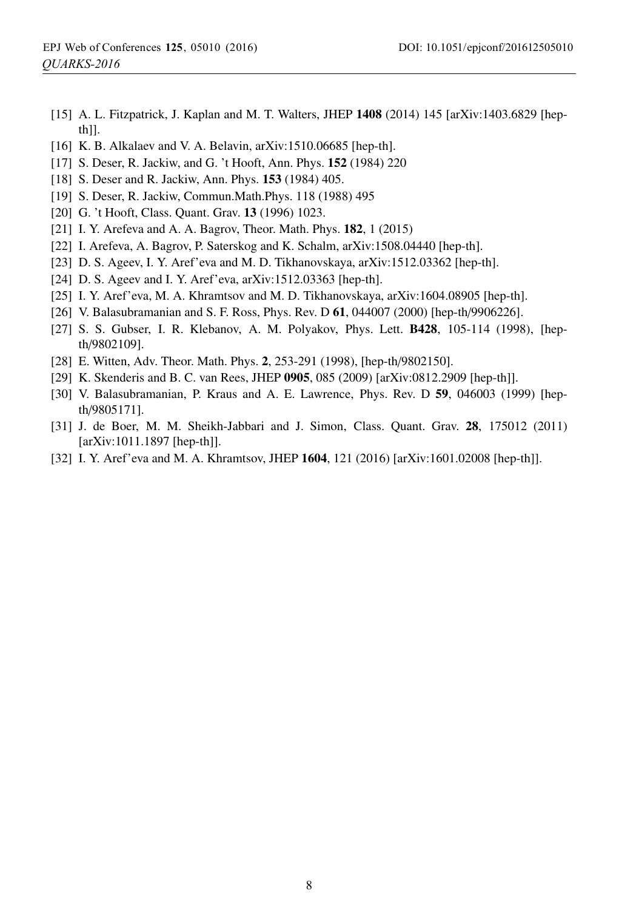[15] A. L. Fitzpatrick, J. Kaplan and M. T. Walters, JHEP **1408** (2014) 145 [arXiv:1403.6829 [hep-th]].

[16] K. B. Alkalaev and V. A. Belavin, arXiv:1510.06685 [hep-th].

[17] S. Deser, R. Jackiw, and G. 't Hooft, Ann. Phys. **152** (1984) 220

[18] S. Deser and R. Jackiw, Ann. Phys. **153** (1984) 405.

[19] S. Deser, R. Jackiw, Commun.Math.Phys. 118 (1988) 495

[20] G. 't Hooft, Class. Quant. Grav. **13** (1996) 1023.

[21] I. Y. Arefeva and A. A. Bagrov, Theor. Math. Phys. **182**, 1 (2015)

[22] I. Arefeva, A. Bagrov, P. Saterskog and K. Schalm, arXiv:1508.04440 [hep-th].

[23] D. S. Ageev, I. Y. Aref'eva and M. D. Tikhanovskaya, arXiv:1512.03362 [hep-th].

[24] D. S. Ageev and I. Y. Aref'eva, arXiv:1512.03363 [hep-th].

[25] I. Y. Aref'eva, M. A. Khramtsov and M. D. Tikhanovskaya, arXiv:1604.08905 [hep-th].

[26] V. Balasubramanian and S. F. Ross, Phys. Rev. D **61**, 044007 (2000) [hep-th/9906226].

[27] S. S. Gubser, I. R. Klebanov, A. M. Polyakov, Phys. Lett. **B428**, 105-114 (1998), [hep-th/9802109].

[28] E. Witten, Adv. Theor. Math. Phys. **2**, 253-291 (1998), [hep-th/9802150].

[29] K. Skenderis and B. C. van Rees, JHEP **0905**, 085 (2009) [arXiv:0812.2909 [hep-th]].

[30] V. Balasubramanian, P. Kraus and A. E. Lawrence, Phys. Rev. D **59**, 046003 (1999) [hep-th/9805171].

[31] J. de Boer, M. M. Sheikh-Jabbari and J. Simon, Class. Quant. Grav. **28**, 175012 (2011) [arXiv:1011.1897 [hep-th]].

[32] I. Y. Aref'eva and M. A. Khramtsov, JHEP **1604**, 121 (2016) [arXiv:1601.02008 [hep-th]].